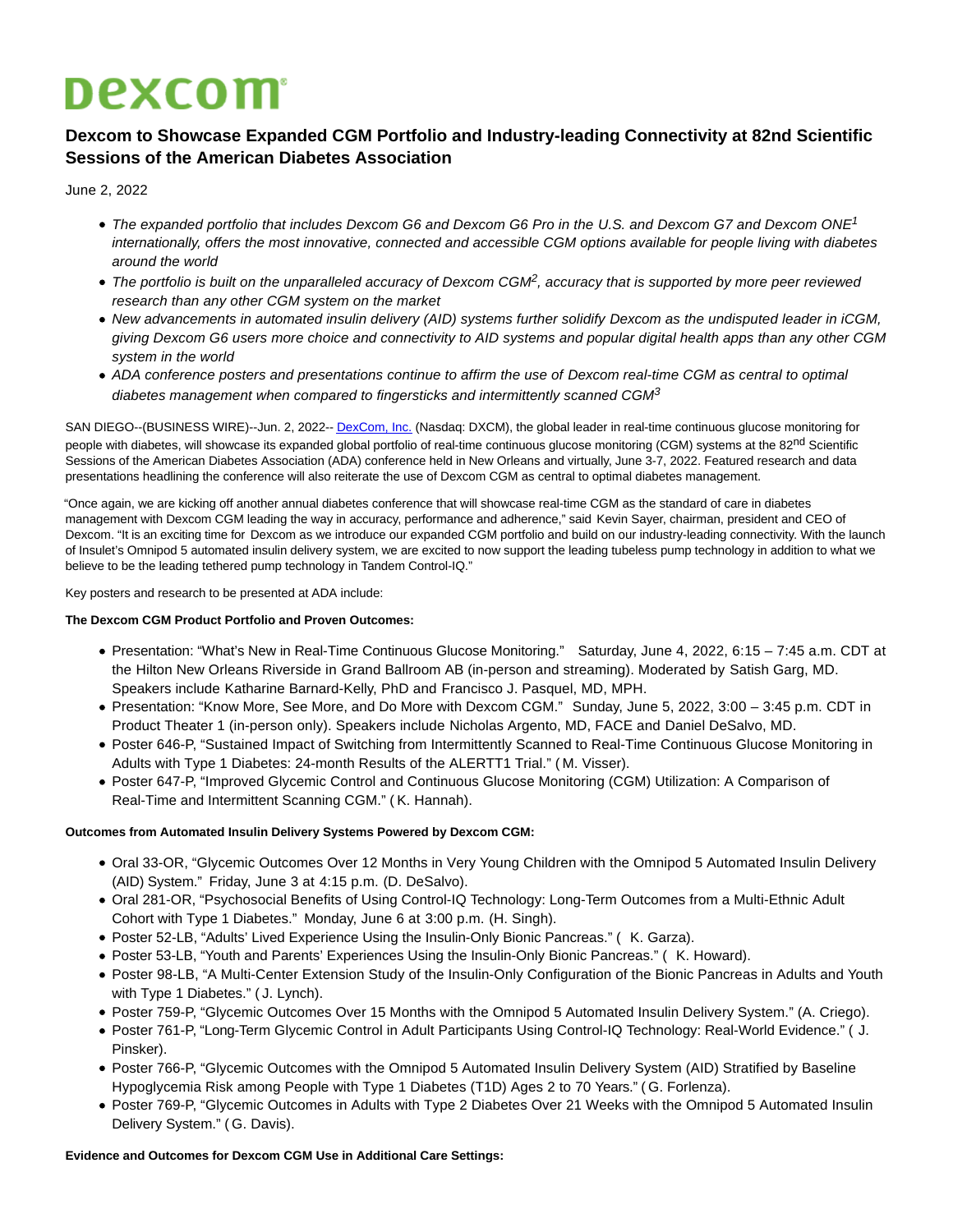# Dexcom

## Dexcom to Showcase Expanded CGM Portfolio and Industry-leading Connectivity at 82nd Scientific Sessions of the American Diabetes Association

June 2, 2022

- *The expanded portfolio that includes Dexcom G6 and Dexcom G6 Pro in the U.S. and Dexcom G7 and Dexcom ONE[1] internationally, offers the most innovative, connected and accessible CGM options available for people living with diabetes around the world*
- *The portfolio is built on the unparalleled accuracy of Dexcom CGM[2], accuracy that is supported by more peer reviewed research than any other CGM system on the market*
- *New advancements in automated insulin delivery (AID) systems further solidify Dexcom as the undisputed leader in iCGM, giving Dexcom G6 users more choice and connectivity to AID systems and popular digital health apps than any other CGM system in the world*
- *ADA conference posters and presentations continue to affirm the use of Dexcom real-time CGM as central to optimal diabetes management when compared to fingersticks and intermittently scanned CGM[3]*

SAN DIEGO--(BUSINESS WIRE)--Jun. 2, 2022-- DexCom, Inc. (Nasdaq: DXCM), the global leader in real-time continuous glucose monitoring for people with diabetes, will showcase its expanded global portfolio of real-time continuous glucose monitoring (CGM) systems at the 82nd Scientific Sessions of the American Diabetes Association (ADA) conference held in New Orleans and virtually, June 3-7, 2022. Featured research and data presentations headlining the conference will also reiterate the use of Dexcom CGM as central to optimal diabetes management.

"Once again, we are kicking off another annual diabetes conference that will showcase real-time CGM as the standard of care in diabetes management with Dexcom CGM leading the way in accuracy, performance and adherence," said Kevin Sayer, chairman, president and CEO of Dexcom. "It is an exciting time for Dexcom as we introduce our expanded CGM portfolio and build on our industry-leading connectivity. With the launch of Insulet's Omnipod 5 automated insulin delivery system, we are excited to now support the leading tubeless pump technology in addition to what we believe to be the leading tethered pump technology in Tandem Control-IQ."

Key posters and research to be presented at ADA include:

**The Dexcom CGM Product Portfolio and Proven Outcomes:**

- Presentation: "What's New in Real-Time Continuous Glucose Monitoring." Saturday, June 4, 2022, 6:15 – 7:45 a.m. CDT at the Hilton New Orleans Riverside in Grand Ballroom AB (in-person and streaming). Moderated by Satish Garg, MD. Speakers include Katharine Barnard-Kelly, PhD and Francisco J. Pasquel, MD, MPH.
- Presentation: "Know More, See More, and Do More with Dexcom CGM." Sunday, June 5, 2022, 3:00 – 3:45 p.m. CDT in Product Theater 1 (in-person only). Speakers include Nicholas Argento, MD, FACE and Daniel DeSalvo, MD.
- Poster 646-P, "Sustained Impact of Switching from Intermittently Scanned to Real-Time Continuous Glucose Monitoring in Adults with Type 1 Diabetes: 24-month Results of the ALERTT1 Trial." (M. Visser).
- Poster 647-P, "Improved Glycemic Control and Continuous Glucose Monitoring (CGM) Utilization: A Comparison of Real-Time and Intermittent Scanning CGM." (K. Hannah).

**Outcomes from Automated Insulin Delivery Systems Powered by Dexcom CGM:**

- Oral 33-OR, "Glycemic Outcomes Over 12 Months in Very Young Children with the Omnipod 5 Automated Insulin Delivery (AID) System." Friday, June 3 at 4:15 p.m. (D. DeSalvo).
- Oral 281-OR, "Psychosocial Benefits of Using Control-IQ Technology: Long-Term Outcomes from a Multi-Ethnic Adult Cohort with Type 1 Diabetes." Monday, June 6 at 3:00 p.m. (H. Singh).
- Poster 52-LB, "Adults' Lived Experience Using the Insulin-Only Bionic Pancreas." ( K. Garza).
- Poster 53-LB, "Youth and Parents' Experiences Using the Insulin-Only Bionic Pancreas." ( K. Howard).
- Poster 98-LB, "A Multi-Center Extension Study of the Insulin-Only Configuration of the Bionic Pancreas in Adults and Youth with Type 1 Diabetes." (J. Lynch).
- Poster 759-P, "Glycemic Outcomes Over 15 Months with the Omnipod 5 Automated Insulin Delivery System." (A. Criego).
- Poster 761-P, "Long-Term Glycemic Control in Adult Participants Using Control-IQ Technology: Real-World Evidence." ( J. Pinsker).
- Poster 766-P, "Glycemic Outcomes with the Omnipod 5 Automated Insulin Delivery System (AID) Stratified by Baseline Hypoglycemia Risk among People with Type 1 Diabetes (T1D) Ages 2 to 70 Years." (G. Forlenza).
- Poster 769-P, "Glycemic Outcomes in Adults with Type 2 Diabetes Over 21 Weeks with the Omnipod 5 Automated Insulin Delivery System." (G. Davis).

**Evidence and Outcomes for Dexcom CGM Use in Additional Care Settings:**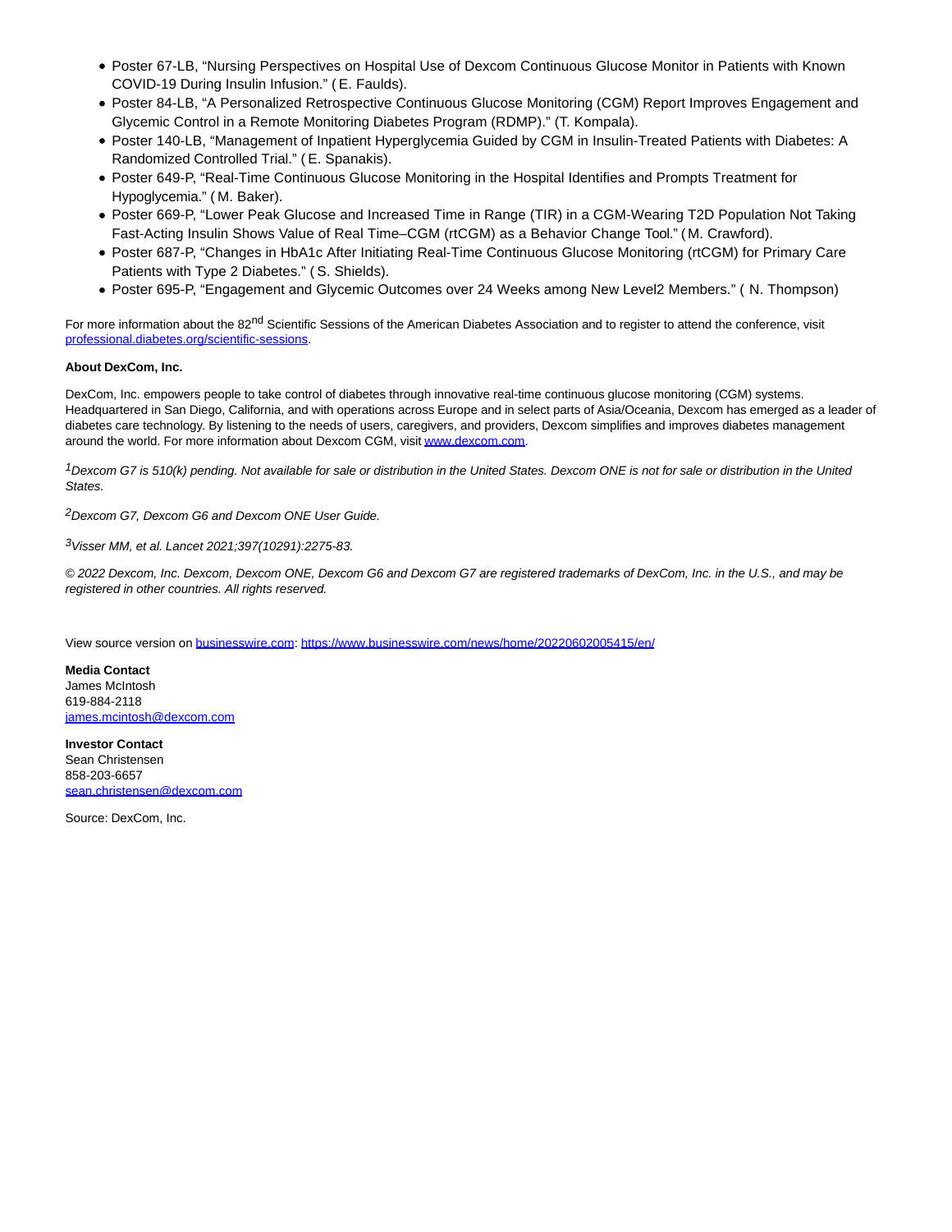- Poster 67-LB, "Nursing Perspectives on Hospital Use of Dexcom Continuous Glucose Monitor in Patients with Known COVID-19 During Insulin Infusion." ( E. Faulds).
- Poster 84-LB, "A Personalized Retrospective Continuous Glucose Monitoring (CGM) Report Improves Engagement and Glycemic Control in a Remote Monitoring Diabetes Program (RDMP)." (T. Kompala).
- Poster 140-LB, "Management of Inpatient Hyperglycemia Guided by CGM in Insulin-Treated Patients with Diabetes: A Randomized Controlled Trial." ( E. Spanakis).
- Poster 649-P, "Real-Time Continuous Glucose Monitoring in the Hospital Identifies and Prompts Treatment for Hypoglycemia." ( M. Baker).
- Poster 669-P, "Lower Peak Glucose and Increased Time in Range (TIR) in a CGM-Wearing T2D Population Not Taking Fast-Acting Insulin Shows Value of Real Time–CGM (rtCGM) as a Behavior Change Tool." ( M. Crawford).
- Poster 687-P, "Changes in HbA1c After Initiating Real-Time Continuous Glucose Monitoring (rtCGM) for Primary Care Patients with Type 2 Diabetes." ( S. Shields).
- Poster 695-P, "Engagement and Glycemic Outcomes over 24 Weeks among New Level2 Members." ( N. Thompson)

For more information about the 82nd Scientific Sessions of the American Diabetes Association and to register to attend the conference, visit professional.diabetes.org/scientific-sessions.

**About DexCom, Inc.**

DexCom, Inc. empowers people to take control of diabetes through innovative real-time continuous glucose monitoring (CGM) systems. Headquartered in San Diego, California, and with operations across Europe and in select parts of Asia/Oceania, Dexcom has emerged as a leader of diabetes care technology. By listening to the needs of users, caregivers, and providers, Dexcom simplifies and improves diabetes management around the world. For more information about Dexcom CGM, visit www.dexcom.com.

*[1]Dexcom G7 is 510(k) pending. Not available for sale or distribution in the United States. Dexcom ONE is not for sale or distribution in the United States.*

*[2]Dexcom G7, Dexcom G6 and Dexcom ONE User Guide.*

*[3]Visser MM, et al. Lancet 2021;397(10291):2275-83.*

*© 2022 Dexcom, Inc. Dexcom, Dexcom ONE, Dexcom G6 and Dexcom G7 are registered trademarks of DexCom, Inc. in the U.S., and may be registered in other countries. All rights reserved.*

View source version on businesswire.com: https://www.businesswire.com/news/home/20220602005415/en/

**Media Contact**
James McIntosh
619-884-2118
james.mcintosh@dexcom.com

**Investor Contact**
Sean Christensen
858-203-6657
sean.christensen@dexcom.com

Source: DexCom, Inc.